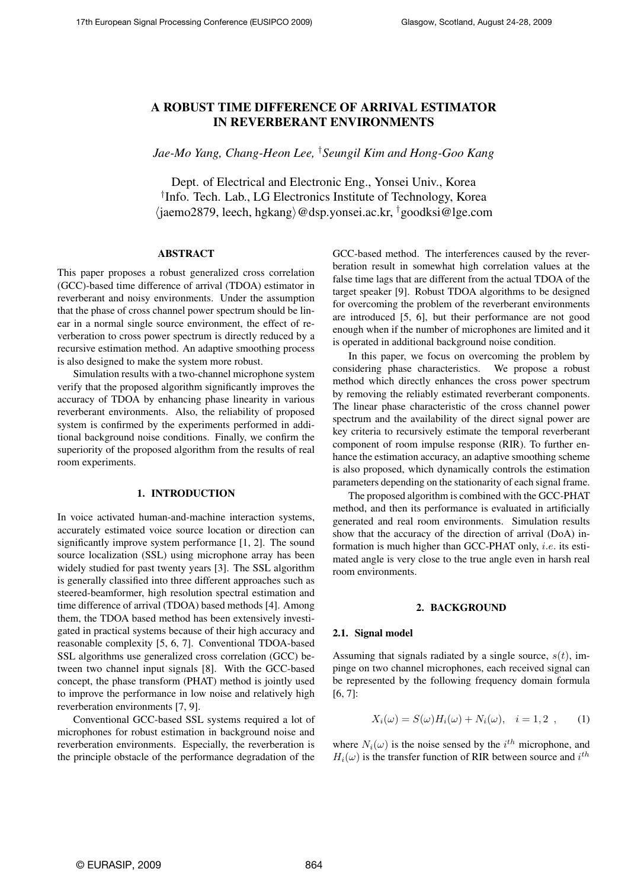# A ROBUST TIME DIFFERENCE OF ARRIVAL ESTIMATOR IN REVERBERANT ENVIRONMENTS

*Jae-Mo Yang, Chang-Heon Lee, †Seungil Kim and Hong-Goo Kang*

Dept. of Electrical and Electronic Eng., Yonsei Univ., Korea
†Info. Tech. Lab., LG Electronics Institute of Technology, Korea
⟨jaemo2879, leech, hgkang⟩@dsp.yonsei.ac.kr, †goodksi@lge.com

## ABSTRACT

This paper proposes a robust generalized cross correlation (GCC)-based time difference of arrival (TDOA) estimator in reverberant and noisy environments. Under the assumption that the phase of cross channel power spectrum should be linear in a normal single source environment, the effect of reverberation to cross power spectrum is directly reduced by a recursive estimation method. An adaptive smoothing process is also designed to make the system more robust.

Simulation results with a two-channel microphone system verify that the proposed algorithm significantly improves the accuracy of TDOA by enhancing phase linearity in various reverberant environments. Also, the reliability of proposed system is confirmed by the experiments performed in additional background noise conditions. Finally, we confirm the superiority of the proposed algorithm from the results of real room experiments.

## 1. INTRODUCTION

In voice activated human-and-machine interaction systems, accurately estimated voice source location or direction can significantly improve system performance [1, 2]. The sound source localization (SSL) using microphone array has been widely studied for past twenty years [3]. The SSL algorithm is generally classified into three different approaches such as steered-beamformer, high resolution spectral estimation and time difference of arrival (TDOA) based methods [4]. Among them, the TDOA based method has been extensively investigated in practical systems because of their high accuracy and reasonable complexity [5, 6, 7]. Conventional TDOA-based SSL algorithms use generalized cross correlation (GCC) between two channel input signals [8]. With the GCC-based concept, the phase transform (PHAT) method is jointly used to improve the performance in low noise and relatively high reverberation environments [7, 9].

Conventional GCC-based SSL systems required a lot of microphones for robust estimation in background noise and reverberation environments. Especially, the reverberation is the principle obstacle of the performance degradation of the GCC-based method. The interferences caused by the reverberation result in somewhat high correlation values at the false time lags that are different from the actual TDOA of the target speaker [9]. Robust TDOA algorithms to be designed for overcoming the problem of the reverberant environments are introduced [5, 6], but their performance are not good enough when if the number of microphones are limited and it is operated in additional background noise condition.

In this paper, we focus on overcoming the problem by considering phase characteristics. We propose a robust method which directly enhances the cross power spectrum by removing the reliably estimated reverberant components. The linear phase characteristic of the cross channel power spectrum and the availability of the direct signal power are key criteria to recursively estimate the temporal reverberant component of room impulse response (RIR). To further enhance the estimation accuracy, an adaptive smoothing scheme is also proposed, which dynamically controls the estimation parameters depending on the stationarity of each signal frame.

The proposed algorithm is combined with the GCC-PHAT method, and then its performance is evaluated in artificially generated and real room environments. Simulation results show that the accuracy of the direction of arrival (DoA) information is much higher than GCC-PHAT only, *i.e.* its estimated angle is very close to the true angle even in harsh real room environments.

## 2. BACKGROUND

### 2.1. Signal model

Assuming that signals radiated by a single source, $s(t)$, impinge on two channel microphones, each received signal can be represented by the following frequency domain formula [6, 7]:

$$X_i(\omega) = S(\omega)H_i(\omega) + N_i(\omega), \quad i = 1, 2 \ , \tag{1}$$

where $N_i(\omega)$ is the noise sensed by the $i^{th}$ microphone, and $H_i(\omega)$ is the transfer function of RIR between source and $i^{th}$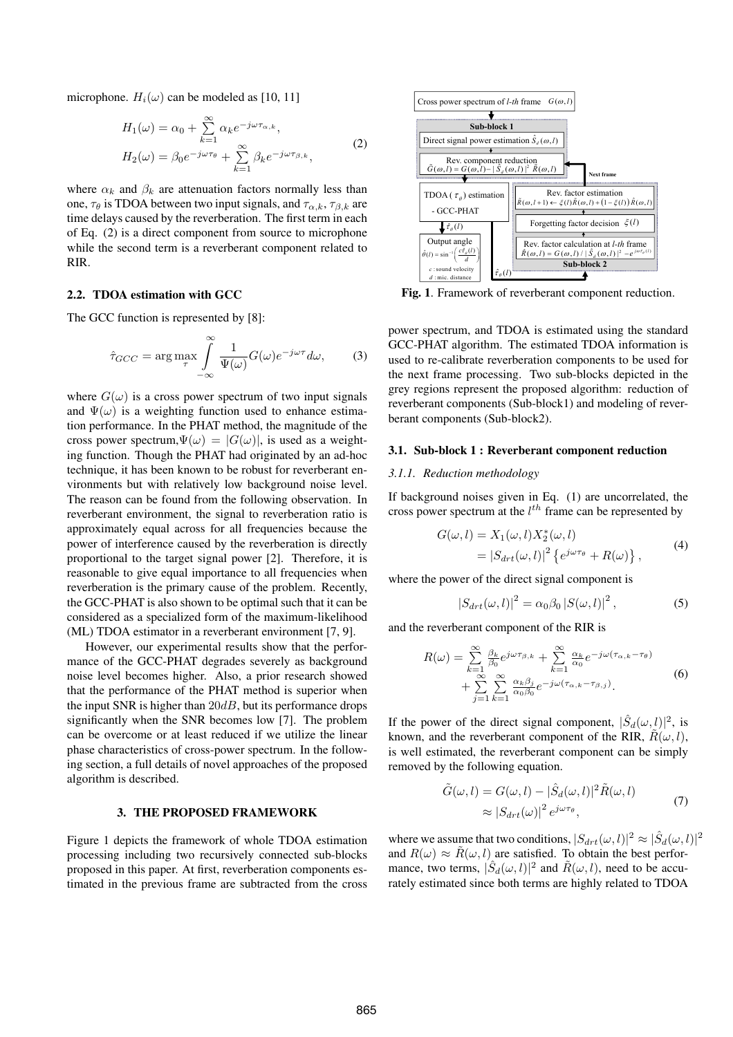microphone. $H_i(\omega)$ can be modeled as [10, 11]

$$
\begin{aligned}
H_1(\omega) &= \alpha_0 + \sum_{k=1}^{\infty} \alpha_k e^{-j\omega\tau_{\alpha,k}}, \\
H_2(\omega) &= \beta_0 e^{-j\omega\tau_\theta} + \sum_{k=1}^{\infty} \beta_k e^{-j\omega\tau_{\beta,k}},
\end{aligned}
\tag{2}
$$

where $\alpha_k$ and $\beta_k$ are attenuation factors normally less than one, $\tau_\theta$ is TDOA between two input signals, and $\tau_{\alpha,k}$, $\tau_{\beta,k}$ are time delays caused by the reverberation. The first term in each of Eq. (2) is a direct component from source to microphone while the second term is a reverberant component related to RIR.

### 2.2. TDOA estimation with GCC

The GCC function is represented by [8]:

$$
\hat{\tau}_{GCC} = \arg\max_{\tau} \int_{-\infty}^{\infty} \frac{1}{\Psi(\omega)} G(\omega) e^{-j\omega\tau} d\omega,
\tag{3}
$$

where $G(\omega)$ is a cross power spectrum of two input signals and $\Psi(\omega)$ is a weighting function used to enhance estimation performance. In the PHAT method, the magnitude of the cross power spectrum, $\Psi(\omega) = |G(\omega)|$, is used as a weighting function. Though the PHAT had originated by an ad-hoc technique, it has been known to be robust for reverberant environments but with relatively low background noise level. The reason can be found from the following observation. In reverberant environment, the signal to reverberation ratio is approximately equal across for all frequencies because the power of interference caused by the reverberation is directly proportional to the target signal power [2]. Therefore, it is reasonable to give equal importance to all frequencies when reverberation is the primary cause of the problem. Recently, the GCC-PHAT is also shown to be optimal such that it can be considered as a specialized form of the maximum-likelihood (ML) TDOA estimator in a reverberant environment [7, 9].

However, our experimental results show that the performance of the GCC-PHAT degrades severely as background noise level becomes higher. Also, a prior research showed that the performance of the PHAT method is superior when the input SNR is higher than $20dB$, but its performance drops significantly when the SNR becomes low [7]. The problem can be overcome or at least reduced if we utilize the linear phase characteristics of cross-power spectrum. In the following section, a full details of novel approaches of the proposed algorithm is described.

## 3. THE PROPOSED FRAMEWORK

Figure 1 depicts the framework of whole TDOA estimation processing including two recursively connected sub-blocks proposed in this paper. At first, reverberation components estimated in the previous frame are subtracted from the cross power spectrum, and TDOA is estimated using the standard GCC-PHAT algorithm. The estimated TDOA information is used to re-calibrate reverberation components to be used for the next frame processing. Two sub-blocks depicted in the grey regions represent the proposed algorithm: reduction of reverberant components (Sub-block1) and modeling of reverberant components (Sub-block2).

**Fig. 1**. Framework of reverberant component reduction.

### 3.1. Sub-block 1 : Reverberant component reduction

#### 3.1.1. Reduction methodology

If background noises given in Eq. (1) are uncorrelated, the cross power spectrum at the $l^{th}$ frame can be represented by

$$
\begin{aligned}
G(\omega, l) &= X_1(\omega, l) X_2^*(\omega, l) \\
&= |S_{drt}(\omega, l)|^2 \left\{ e^{j\omega\tau_\theta} + R(\omega) \right\},
\end{aligned}
\tag{4}
$$

where the power of the direct signal component is

$$
|S_{drt}(\omega, l)|^2 = \alpha_0 \beta_0 |S(\omega, l)|^2,
\tag{5}
$$

and the reverberant component of the RIR is

$$
\begin{aligned}
R(\omega) = &\sum_{k=1}^{\infty} \frac{\beta_k}{\beta_0} e^{j\omega\tau_{\beta,k}} + \sum_{k=1}^{\infty} \frac{\alpha_k}{\alpha_0} e^{-j\omega(\tau_{\alpha,k} - \tau_\theta)} \\
&+ \sum_{j=1}^{\infty} \sum_{k=1}^{\infty} \frac{\alpha_k \beta_j}{\alpha_0 \beta_0} e^{-j\omega(\tau_{\alpha,k} - \tau_{\beta,j})}.
\end{aligned}
\tag{6}
$$

If the power of the direct signal component, $|\hat{S}_d(\omega, l)|^2$, is known, and the reverberant component of the RIR, $\tilde{R}(\omega, l)$, is well estimated, the reverberant component can be simply removed by the following equation.

$$
\begin{aligned}
\tilde{G}(\omega, l) &= G(\omega, l) - |\hat{S}_d(\omega, l)|^2 \tilde{R}(\omega, l) \\
&\approx |S_{drt}(\omega)|^2 e^{j\omega\tau_\theta},
\end{aligned}
\tag{7}
$$

where we assume that two conditions, $|S_{drt}(\omega, l)|^2 \approx |\hat{S}_d(\omega, l)|^2$ and $R(\omega) \approx \tilde{R}(\omega, l)$ are satisfied. To obtain the best performance, two terms, $|\hat{S}_d(\omega, l)|^2$ and $\tilde{R}(\omega, l)$, need to be accurately estimated since both terms are highly related to TDOA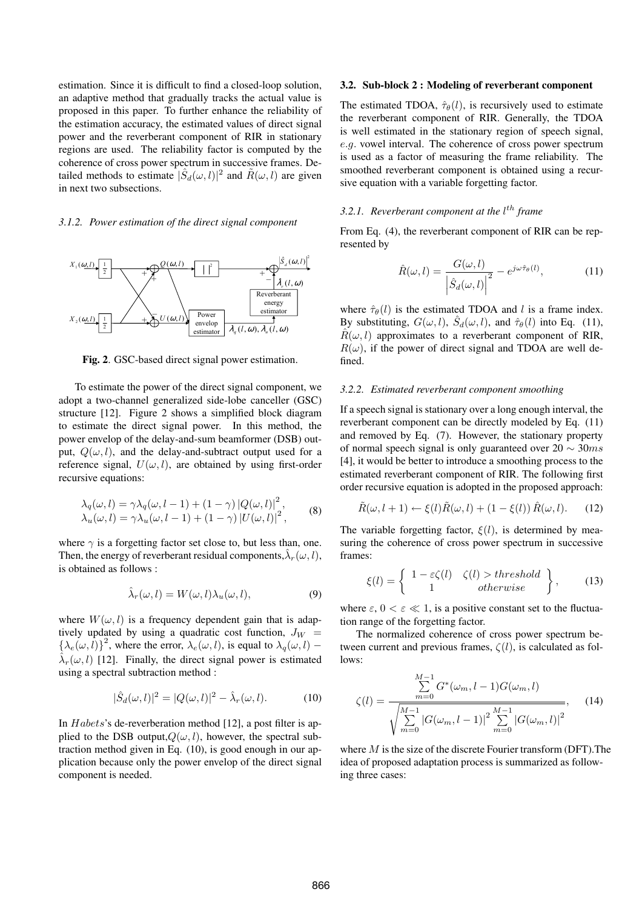estimation. Since it is difficult to find a closed-loop solution, an adaptive method that gradually tracks the actual value is proposed in this paper. To further enhance the reliability of the estimation accuracy, the estimated values of direct signal power and the reverberant component of RIR in stationary regions are used. The reliability factor is computed by the coherence of cross power spectrum in successive frames. Detailed methods to estimate $|\hat{S}_d(\omega,l)|^2$ and $\tilde{R}(\omega,l)$ are given in next two subsections.

#### 3.1.2. Power estimation of the direct signal component

**Fig. 2**. GSC-based direct signal power estimation.

To estimate the power of the direct signal component, we adopt a two-channel generalized side-lobe canceller (GSC) structure [12]. Figure 2 shows a simplified block diagram to estimate the direct signal power. In this method, the power envelop of the delay-and-sum beamformer (DSB) output, $Q(\omega,l)$, and the delay-and-subtract output used for a reference signal, $U(\omega,l)$, are obtained by using first-order recursive equations:

$$\begin{aligned}\lambda_q(\omega,l) &= \gamma\lambda_q(\omega,l-1) + (1-\gamma)\left|Q(\omega,l)\right|^2, \\ \lambda_u(\omega,l) &= \gamma\lambda_u(\omega,l-1) + (1-\gamma)\left|U(\omega,l)\right|^2,\end{aligned} \tag{8}$$

where $\gamma$ is a forgetting factor set close to, but less than, one. Then, the energy of reverberant residual components, $\hat{\lambda}_r(\omega,l)$, is obtained as follows :

$$\hat{\lambda}_r(\omega,l) = W(\omega,l)\lambda_u(\omega,l), \tag{9}$$

where $W(\omega,l)$ is a frequency dependent gain that is adaptively updated by using a quadratic cost function, $J_W = \{\lambda_e(\omega,l)\}^2$, where the error, $\lambda_e(\omega,l)$, is equal to $\lambda_q(\omega,l) - \hat{\lambda}_r(\omega,l)$ [12]. Finally, the direct signal power is estimated using a spectral subtraction method :

$$|\hat{S}_d(\omega,l)|^2 = |Q(\omega,l)|^2 - \hat{\lambda}_r(\omega,l). \tag{10}$$

In *Habets*'s de-reverberation method [12], a post filter is applied to the DSB output, $Q(\omega,l)$, however, the spectral subtraction method given in Eq. (10), is good enough in our application because only the power envelop of the direct signal component is needed.

### 3.2. Sub-block 2 : Modeling of reverberant component

The estimated TDOA, $\hat{\tau}_\theta(l)$, is recursively used to estimate the reverberant component of RIR. Generally, the TDOA is well estimated in the stationary region of speech signal, *e.g.* vowel interval. The coherence of cross power spectrum is used as a factor of measuring the frame reliability. The smoothed reverberant component is obtained using a recursive equation with a variable forgetting factor.

#### 3.2.1. Reverberant component at the $l^{th}$ frame

From Eq. (4), the reverberant component of RIR can be represented by

$$\hat{R}(\omega,l) = \frac{G(\omega,l)}{\left|\hat{S}_d(\omega,l)\right|^2} - e^{j\omega\hat{\tau}_\theta(l)}, \tag{11}$$

where $\hat{\tau}_\theta(l)$ is the estimated TDOA and $l$ is a frame index. By substituting, $G(\omega,l)$, $\hat{S}_d(\omega,l)$, and $\hat{\tau}_\theta(l)$ into Eq. (11), $\hat{R}(\omega,l)$ approximates to a reverberant component of RIR, $R(\omega)$, if the power of direct signal and TDOA are well defined.

#### 3.2.2. Estimated reverberant component smoothing

If a speech signal is stationary over a long enough interval, the reverberant component can be directly modeled by Eq. (11) and removed by Eq. (7). However, the stationary property of normal speech signal is only guaranteed over $20 \sim 30ms$ [4], it would be better to introduce a smoothing process to the estimated reverberant component of RIR. The following first order recursive equation is adopted in the proposed approach:

$$\tilde{R}(\omega,l+1) \leftarrow \xi(l)\tilde{R}(\omega,l) + (1-\xi(l))\,\hat{R}(\omega,l). \tag{12}$$

The variable forgetting factor, $\xi(l)$, is determined by measuring the coherence of cross power spectrum in successive frames:

$$\xi(l) = \left\{ \begin{array}{cc} 1-\varepsilon\zeta(l) & \zeta(l) > threshold \\ 1 & otherwise \end{array} \right\}, \tag{13}$$

where $\varepsilon$, $0 < \varepsilon \ll 1$, is a positive constant set to the fluctuation range of the forgetting factor.

The normalized coherence of cross power spectrum between current and previous frames, $\zeta(l)$, is calculated as follows:

$$\zeta(l) = \frac{\sum\limits_{m=0}^{M-1} G^*(\omega_m,l-1)G(\omega_m,l)}{\sqrt{\sum\limits_{m=0}^{M-1}\left|G(\omega_m,l-1)\right|^2 \sum\limits_{m=0}^{M-1}\left|G(\omega_m,l)\right|^2}}, \tag{14}$$

where $M$ is the size of the discrete Fourier transform (DFT). The idea of proposed adaptation process is summarized as following three cases: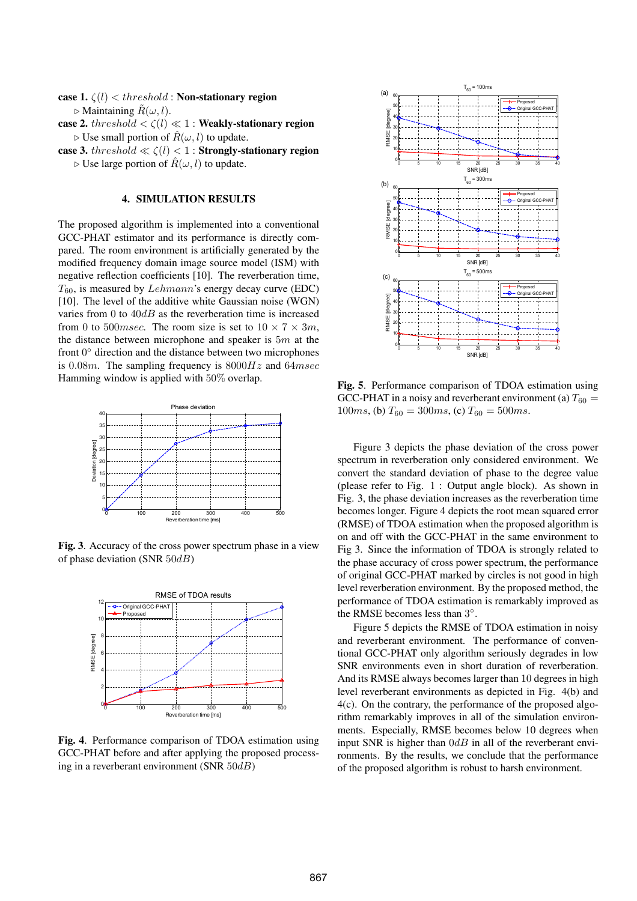**case 1.** $\zeta(l) < threshold$ : **Non-stationary region**

▷ Maintaining $\tilde{R}(\omega, l)$.

**case 2.** $threshold < \zeta(l) \ll 1$ : **Weakly-stationary region**

▷ Use small portion of $\hat{R}(\omega, l)$ to update.

**case 3.** $threshold \ll \zeta(l) < 1$ : **Strongly-stationary region**

▷ Use large portion of $\hat{R}(\omega, l)$ to update.

## 4. SIMULATION RESULTS

The proposed algorithm is implemented into a conventional GCC-PHAT estimator and its performance is directly compared. The room environment is artificially generated by the modified frequency domain image source model (ISM) with negative reflection coefficients [10]. The reverberation time, $T_{60}$, is measured by $Lehmann$'s energy decay curve (EDC) [10]. The level of the additive white Gaussian noise (WGN) varies from $0$ to $40dB$ as the reverberation time is increased from $0$ to $500msec$. The room size is set to $10 \times 7 \times 3m$, the distance between microphone and speaker is $5m$ at the front $0°$ direction and the distance between two microphones is $0.08m$. The sampling frequency is $8000Hz$ and $64msec$ Hamming window is applied with $50\%$ overlap.

**Fig. 3**. Accuracy of the cross power spectrum phase in a view of phase deviation (SNR $50dB$)

**Fig. 4**. Performance comparison of TDOA estimation using GCC-PHAT before and after applying the proposed processing in a reverberant environment (SNR $50dB$)

**Fig. 5**. Performance comparison of TDOA estimation using GCC-PHAT in a noisy and reverberant environment (a) $T_{60} = 100ms$, (b) $T_{60} = 300ms$, (c) $T_{60} = 500ms$.

Figure 3 depicts the phase deviation of the cross power spectrum in reverberation only considered environment. We convert the standard deviation of phase to the degree value (please refer to Fig. 1 : Output angle block). As shown in Fig. 3, the phase deviation increases as the reverberation time becomes longer. Figure 4 depicts the root mean squared error (RMSE) of TDOA estimation when the proposed algorithm is on and off with the GCC-PHAT in the same environment to Fig 3. Since the information of TDOA is strongly related to the phase accuracy of cross power spectrum, the performance of original GCC-PHAT marked by circles is not good in high level reverberation environment. By the proposed method, the performance of TDOA estimation is remarkably improved as the RMSE becomes less than $3°$.

Figure 5 depicts the RMSE of TDOA estimation in noisy and reverberant environment. The performance of conventional GCC-PHAT only algorithm seriously degrades in low SNR environments even in short duration of reverberation. And its RMSE always becomes larger than 10 degrees in high level reverberant environments as depicted in Fig. 4(b) and 4(c). On the contrary, the performance of the proposed algorithm remarkably improves in all of the simulation environments. Especially, RMSE becomes below 10 degrees when input SNR is higher than $0dB$ in all of the reverberant environments. By the results, we conclude that the performance of the proposed algorithm is robust to harsh environment.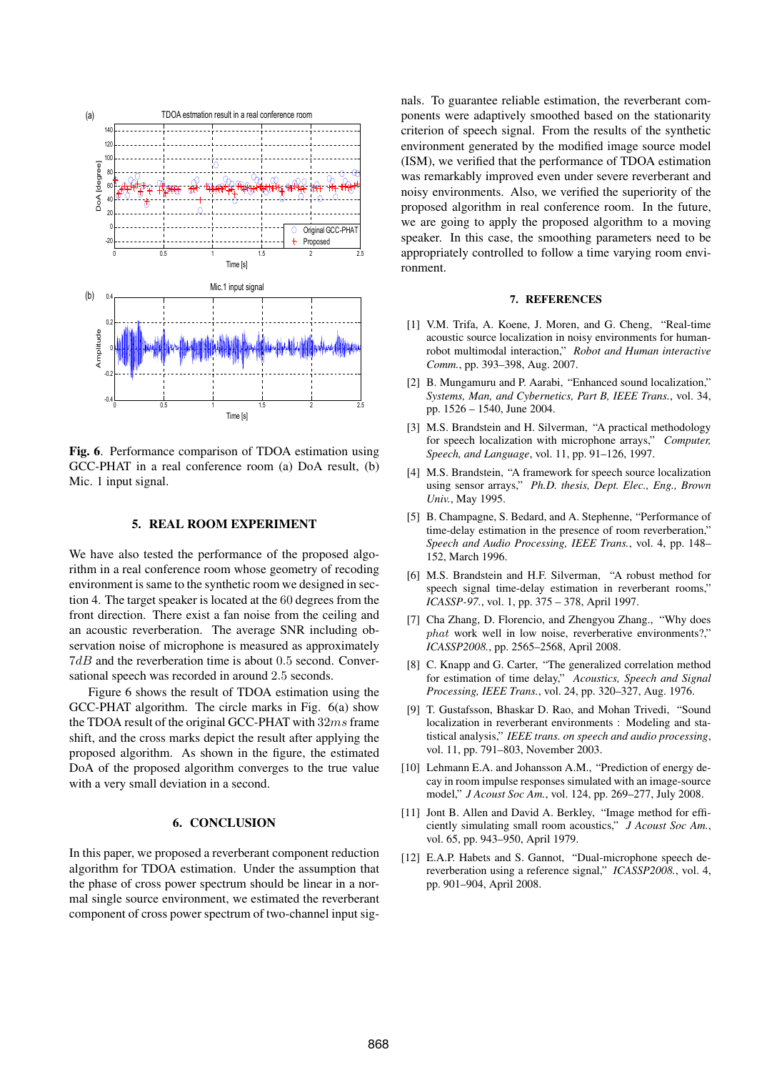(a)

TDOA estmation result in a real conference room

140
120
100
80
60
40
20
0
-20

DoA [degree]

0 0.5 1 1.5 2 2.5

Time [s]

Original GCC-PHAT
Proposed

(b)

Mic.1 input signal

0.4
0.2
0
-0.2
-0.4

Amplitude

0 0.5 1 1.5 2 2.5

Time [s]

**Fig. 6**. Performance comparison of TDOA estimation using GCC-PHAT in a real conference room (a) DoA result, (b) Mic. 1 input signal.

## 5. REAL ROOM EXPERIMENT

We have also tested the performance of the proposed algorithm in a real conference room whose geometry of recoding environment is same to the synthetic room we designed in section 4. The target speaker is located at the $60$ degrees from the front direction. There exist a fan noise from the ceiling and an acoustic reverberation. The average SNR including observation noise of microphone is measured as approximately $7dB$ and the reverberation time is about $0.5$ second. Conversational speech was recorded in around $2.5$ seconds.

Figure 6 shows the result of TDOA estimation using the GCC-PHAT algorithm. The circle marks in Fig. 6(a) show the TDOA result of the original GCC-PHAT with $32ms$ frame shift, and the cross marks depict the result after applying the proposed algorithm. As shown in the figure, the estimated DoA of the proposed algorithm converges to the true value with a very small deviation in a second.

## 6. CONCLUSION

In this paper, we proposed a reverberant component reduction algorithm for TDOA estimation. Under the assumption that the phase of cross power spectrum should be linear in a normal single source environment, we estimated the reverberant component of cross power spectrum of two-channel input signals. To guarantee reliable estimation, the reverberant components were adaptively smoothed based on the stationarity criterion of speech signal. From the results of the synthetic environment generated by the modified image source model (ISM), we verified that the performance of TDOA estimation was remarkably improved even under severe reverberant and noisy environments. Also, we verified the superiority of the proposed algorithm in real conference room. In the future, we are going to apply the proposed algorithm to a moving speaker. In this case, the smoothing parameters need to be appropriately controlled to follow a time varying room environment.

## 7. REFERENCES

[1] V.M. Trifa, A. Koene, J. Moren, and G. Cheng, "Real-time acoustic source localization in noisy environments for human-robot multimodal interaction," *Robot and Human interactive Comm.*, pp. 393–398, Aug. 2007.

[2] B. Mungamuru and P. Aarabi, "Enhanced sound localization," *Systems, Man, and Cybernetics, Part B, IEEE Trans.*, vol. 34, pp. 1526 – 1540, June 2004.

[3] M.S. Brandstein and H. Silverman, "A practical methodology for speech localization with microphone arrays," *Computer, Speech, and Language*, vol. 11, pp. 91–126, 1997.

[4] M.S. Brandstein, "A framework for speech source localization using sensor arrays," *Ph.D. thesis, Dept. Elec., Eng., Brown Univ.*, May 1995.

[5] B. Champagne, S. Bedard, and A. Stephenne, "Performance of time-delay estimation in the presence of room reverberation," *Speech and Audio Processing, IEEE Trans.*, vol. 4, pp. 148–152, March 1996.

[6] M.S. Brandstein and H.F. Silverman, "A robust method for speech signal time-delay estimation in reverberant rooms," *ICASSP-97.*, vol. 1, pp. 375 – 378, April 1997.

[7] Cha Zhang, D. Florencio, and Zhengyou Zhang., "Why does $phat$ work well in low noise, reverberative environments?," *ICASSP2008.*, pp. 2565–2568, April 2008.

[8] C. Knapp and G. Carter, "The generalized correlation method for estimation of time delay," *Acoustics, Speech and Signal Processing, IEEE Trans.*, vol. 24, pp. 320–327, Aug. 1976.

[9] T. Gustafsson, Bhaskar D. Rao, and Mohan Trivedi, "Sound localization in reverberant environments : Modeling and statistical analysis," *IEEE trans. on speech and audio processing*, vol. 11, pp. 791–803, November 2003.

[10] Lehmann E.A. and Johansson A.M., "Prediction of energy decay in room impulse responses simulated with an image-source model," *J Acoust Soc Am.*, vol. 124, pp. 269–277, July 2008.

[11] Jont B. Allen and David A. Berkley, "Image method for efficiently simulating small room acoustics," *J Acoust Soc Am.*, vol. 65, pp. 943–950, April 1979.

[12] E.A.P. Habets and S. Gannot, "Dual-microphone speech dereverberation using a reference signal," *ICASSP2008.*, vol. 4, pp. 901–904, April 2008.